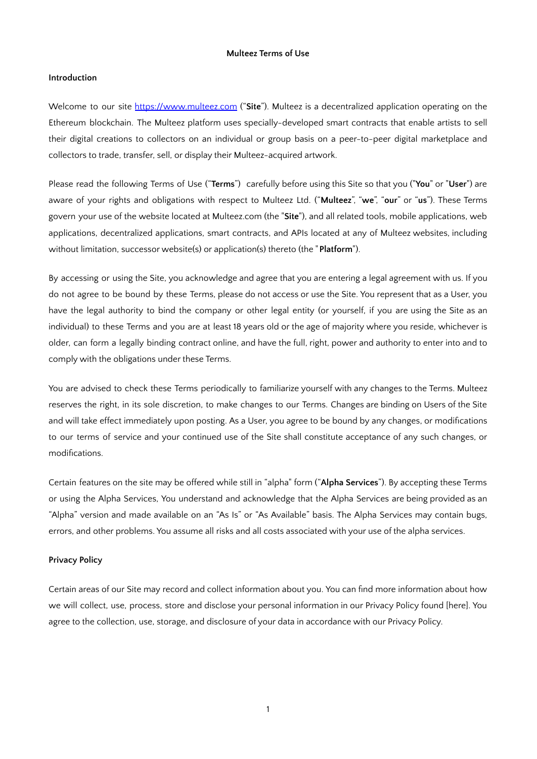**Multeez Terms of Use**

**Introduction**

Welcome to our site [https://www.multeez.com](https://www.multeez.com) ("**Site**"). Multeez is a decentralized application operating on the Ethereum blockchain. The Multeez platform uses specially-developed smart contracts that enable artists to sell their digital creations to collectors on an individual or group basis on a peer-to-peer digital marketplace and collectors to trade, transfer, sell, or display their Multeez-acquired artwork.

Please read the following Terms of Use ("**Terms**") carefully before using this Site so that you ("**You**" or "**User**") are aware of your rights and obligations with respect to Multeez Ltd. ("**Multeez**", "**we**", "**our**" or "**us**"). These Terms govern your use of the website located at Multeez.com (the "**Site**"), and all related tools, mobile applications, web applications, decentralized applications, smart contracts, and APIs located at any of Multeez websites, including without limitation, successor website(s) or application(s) thereto (the "**Platform**").

By accessing or using the Site, you acknowledge and agree that you are entering a legal agreement with us. If you do not agree to be bound by these Terms, please do not access or use the Site. You represent that as a User, you have the legal authority to bind the company or other legal entity (or yourself, if you are using the Site as an individual) to these Terms and you are at least 18 years old or the age of majority where you reside, whichever is older, can form a legally binding contract online, and have the full, right, power and authority to enter into and to comply with the obligations under these Terms.

You are advised to check these Terms periodically to familiarize yourself with any changes to the Terms. Multeez reserves the right, in its sole discretion, to make changes to our Terms. Changes are binding on Users of the Site and will take effect immediately upon posting. As a User, you agree to be bound by any changes, or modifications to our terms of service and your continued use of the Site shall constitute acceptance of any such changes, or modifications.

Certain features on the site may be offered while still in "alpha" form ("**Alpha Services**"). By accepting these Terms or using the Alpha Services, You understand and acknowledge that the Alpha Services are being provided as an "Alpha" version and made available on an "As Is" or "As Available" basis. The Alpha Services may contain bugs, errors, and other problems. You assume all risks and all costs associated with your use of the alpha services.

**Privacy Policy**

Certain areas of our Site may record and collect information about you. You can find more information about how we will collect, use, process, store and disclose your personal information in our Privacy Policy found [here]. You agree to the collection, use, storage, and disclosure of your data in accordance with our Privacy Policy.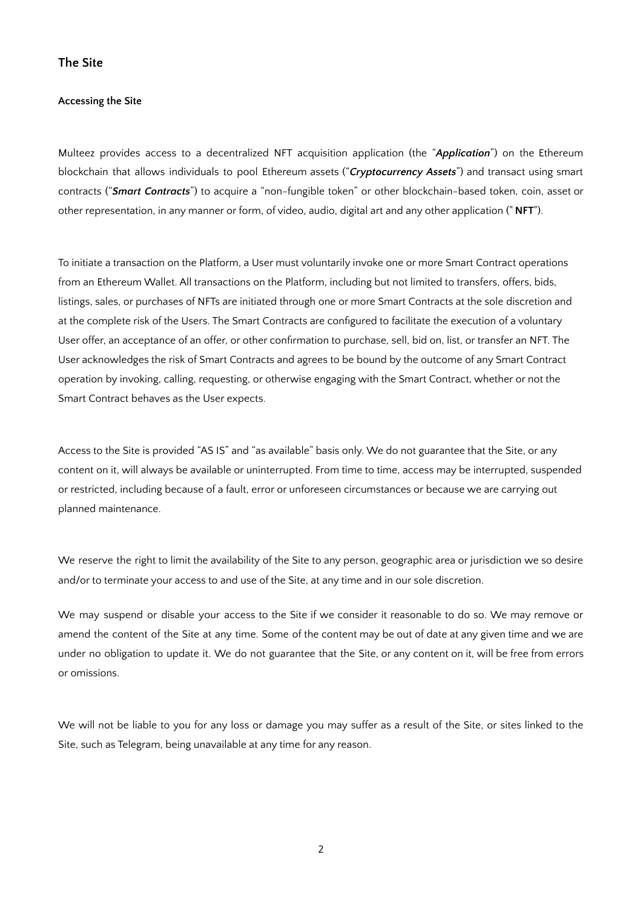## The Site

### Accessing the Site

Multeez provides access to a decentralized NFT acquisition application (the "***Application***") on the Ethereum blockchain that allows individuals to pool Ethereum assets ("***Cryptocurrency Assets***") and transact using smart contracts ("***Smart Contracts***") to acquire a "non-fungible token" or other blockchain-based token, coin, asset or other representation, in any manner or form, of video, audio, digital art and any other application (" **NFT**").

To initiate a transaction on the Platform, a User must voluntarily invoke one or more Smart Contract operations from an Ethereum Wallet. All transactions on the Platform, including but not limited to transfers, offers, bids, listings, sales, or purchases of NFTs are initiated through one or more Smart Contracts at the sole discretion and at the complete risk of the Users. The Smart Contracts are configured to facilitate the execution of a voluntary User offer, an acceptance of an offer, or other confirmation to purchase, sell, bid on, list, or transfer an NFT. The User acknowledges the risk of Smart Contracts and agrees to be bound by the outcome of any Smart Contract operation by invoking, calling, requesting, or otherwise engaging with the Smart Contract, whether or not the Smart Contract behaves as the User expects.

Access to the Site is provided "AS IS" and "as available" basis only. We do not guarantee that the Site, or any content on it, will always be available or uninterrupted. From time to time, access may be interrupted, suspended or restricted, including because of a fault, error or unforeseen circumstances or because we are carrying out planned maintenance.

We reserve the right to limit the availability of the Site to any person, geographic area or jurisdiction we so desire and/or to terminate your access to and use of the Site, at any time and in our sole discretion.

We may suspend or disable your access to the Site if we consider it reasonable to do so. We may remove or amend the content of the Site at any time. Some of the content may be out of date at any given time and we are under no obligation to update it. We do not guarantee that the Site, or any content on it, will be free from errors or omissions.

We will not be liable to you for any loss or damage you may suffer as a result of the Site, or sites linked to the Site, such as Telegram, being unavailable at any time for any reason.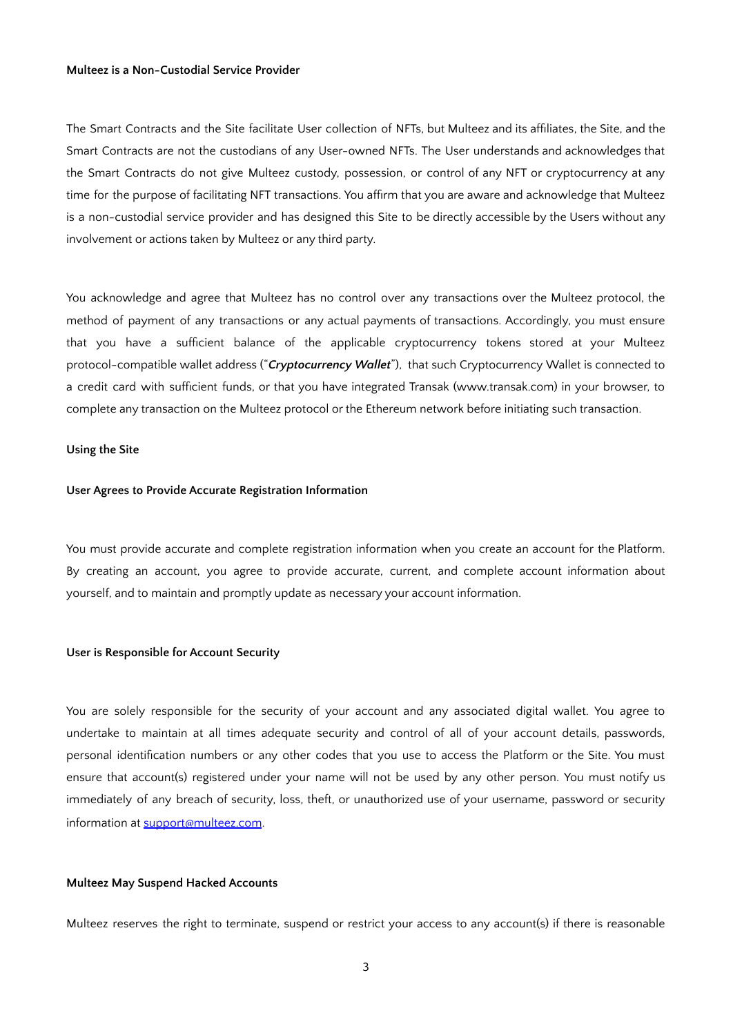**Multeez is a Non-Custodial Service Provider**

The Smart Contracts and the Site facilitate User collection of NFTs, but Multeez and its affiliates, the Site, and the Smart Contracts are not the custodians of any User-owned NFTs. The User understands and acknowledges that the Smart Contracts do not give Multeez custody, possession, or control of any NFT or cryptocurrency at any time for the purpose of facilitating NFT transactions. You affirm that you are aware and acknowledge that Multeez is a non-custodial service provider and has designed this Site to be directly accessible by the Users without any involvement or actions taken by Multeez or any third party.

You acknowledge and agree that Multeez has no control over any transactions over the Multeez protocol, the method of payment of any transactions or any actual payments of transactions. Accordingly, you must ensure that you have a sufficient balance of the applicable cryptocurrency tokens stored at your Multeez protocol-compatible wallet address ("***Cryptocurrency Wallet***"), that such Cryptocurrency Wallet is connected to a credit card with sufficient funds, or that you have integrated Transak (www.transak.com) in your browser, to complete any transaction on the Multeez protocol or the Ethereum network before initiating such transaction.

**Using the Site**

**User Agrees to Provide Accurate Registration Information**

You must provide accurate and complete registration information when you create an account for the Platform. By creating an account, you agree to provide accurate, current, and complete account information about yourself, and to maintain and promptly update as necessary your account information.

**User is Responsible for Account Security**

You are solely responsible for the security of your account and any associated digital wallet. You agree to undertake to maintain at all times adequate security and control of all of your account details, passwords, personal identification numbers or any other codes that you use to access the Platform or the Site. You must ensure that account(s) registered under your name will not be used by any other person. You must notify us immediately of any breach of security, loss, theft, or unauthorized use of your username, password or security information at [support@multeez.com](mailto:support@multeez.com).

**Multeez May Suspend Hacked Accounts**

Multeez reserves the right to terminate, suspend or restrict your access to any account(s) if there is reasonable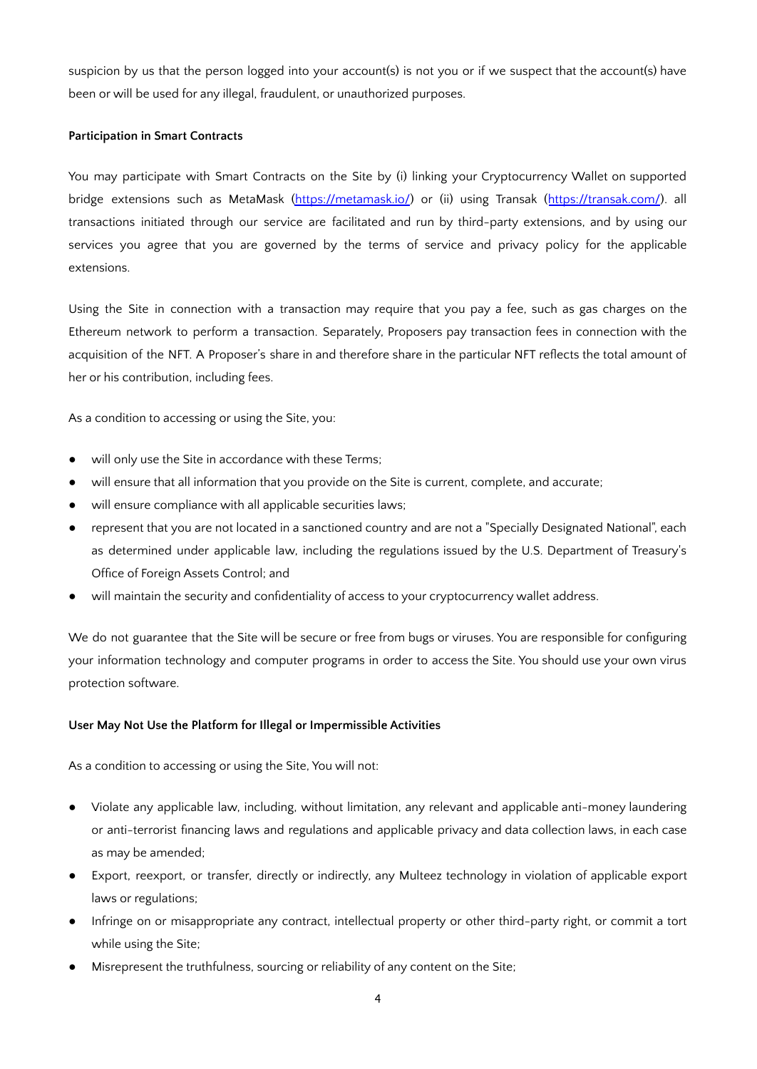suspicion by us that the person logged into your account(s) is not you or if we suspect that the account(s) have been or will be used for any illegal, fraudulent, or unauthorized purposes.

**Participation in Smart Contracts**

You may participate with Smart Contracts on the Site by (i) linking your Cryptocurrency Wallet on supported bridge extensions such as MetaMask ([https://metamask.io/](https://metamask.io/)) or (ii) using Transak ([https://transak.com/](https://transak.com/)). all transactions initiated through our service are facilitated and run by third-party extensions, and by using our services you agree that you are governed by the terms of service and privacy policy for the applicable extensions.

Using the Site in connection with a transaction may require that you pay a fee, such as gas charges on the Ethereum network to perform a transaction. Separately, Proposers pay transaction fees in connection with the acquisition of the NFT. A Proposer's share in and therefore share in the particular NFT reflects the total amount of her or his contribution, including fees.

As a condition to accessing or using the Site, you:

- will only use the Site in accordance with these Terms;
- will ensure that all information that you provide on the Site is current, complete, and accurate;
- will ensure compliance with all applicable securities laws;
- represent that you are not located in a sanctioned country and are not a "Specially Designated National", each as determined under applicable law, including the regulations issued by the U.S. Department of Treasury's Office of Foreign Assets Control; and
- will maintain the security and confidentiality of access to your cryptocurrency wallet address.

We do not guarantee that the Site will be secure or free from bugs or viruses. You are responsible for configuring your information technology and computer programs in order to access the Site. You should use your own virus protection software.

**User May Not Use the Platform for Illegal or Impermissible Activities**

As a condition to accessing or using the Site, You will not:

- Violate any applicable law, including, without limitation, any relevant and applicable anti-money laundering or anti-terrorist financing laws and regulations and applicable privacy and data collection laws, in each case as may be amended;
- Export, reexport, or transfer, directly or indirectly, any Multeez technology in violation of applicable export laws or regulations;
- Infringe on or misappropriate any contract, intellectual property or other third-party right, or commit a tort while using the Site;
- Misrepresent the truthfulness, sourcing or reliability of any content on the Site;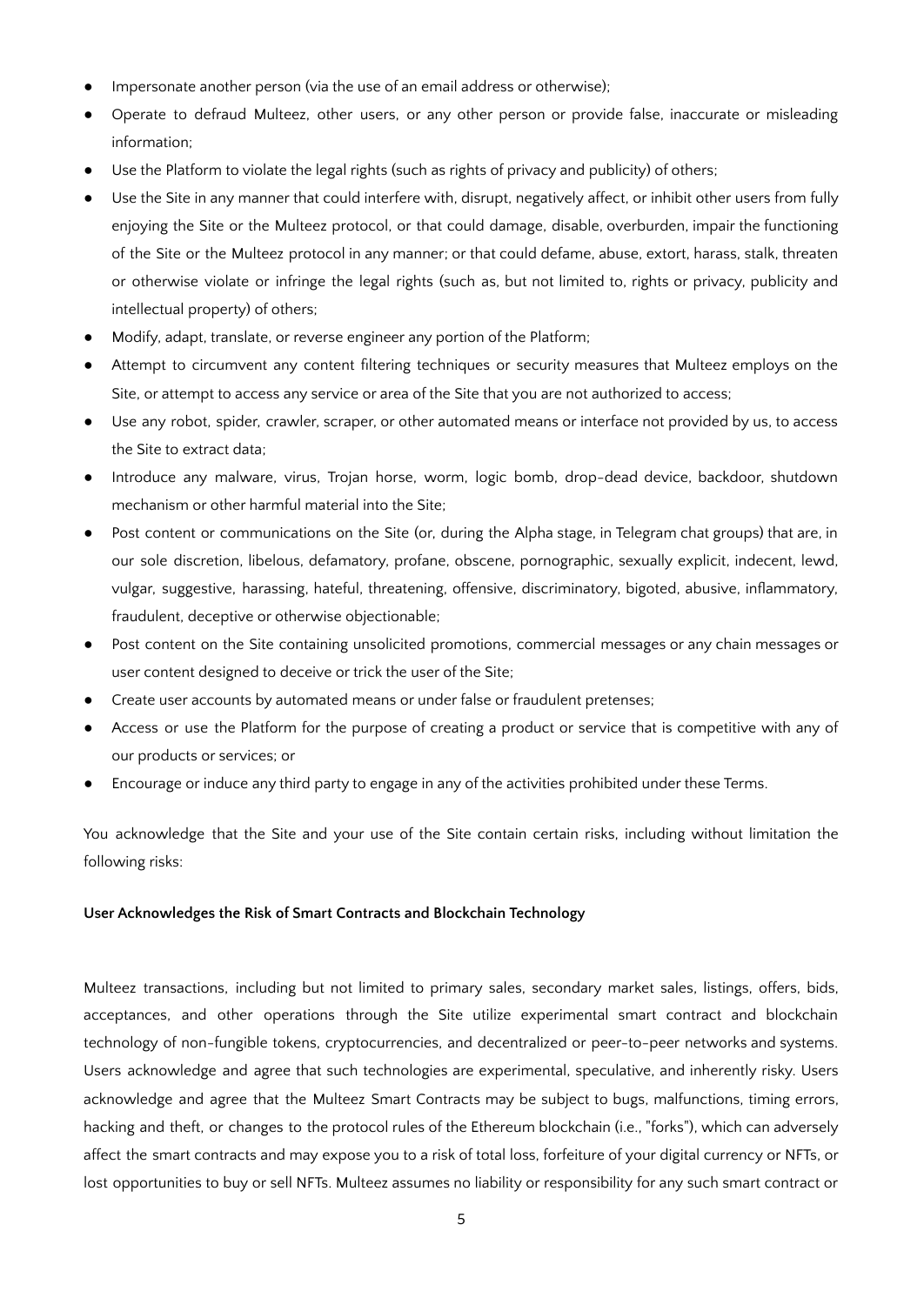- Impersonate another person (via the use of an email address or otherwise);
- Operate to defraud Multeez, other users, or any other person or provide false, inaccurate or misleading information;
- Use the Platform to violate the legal rights (such as rights of privacy and publicity) of others;
- Use the Site in any manner that could interfere with, disrupt, negatively affect, or inhibit other users from fully enjoying the Site or the Multeez protocol, or that could damage, disable, overburden, impair the functioning of the Site or the Multeez protocol in any manner; or that could defame, abuse, extort, harass, stalk, threaten or otherwise violate or infringe the legal rights (such as, but not limited to, rights or privacy, publicity and intellectual property) of others;
- Modify, adapt, translate, or reverse engineer any portion of the Platform;
- Attempt to circumvent any content filtering techniques or security measures that Multeez employs on the Site, or attempt to access any service or area of the Site that you are not authorized to access;
- Use any robot, spider, crawler, scraper, or other automated means or interface not provided by us, to access the Site to extract data;
- Introduce any malware, virus, Trojan horse, worm, logic bomb, drop-dead device, backdoor, shutdown mechanism or other harmful material into the Site;
- Post content or communications on the Site (or, during the Alpha stage, in Telegram chat groups) that are, in our sole discretion, libelous, defamatory, profane, obscene, pornographic, sexually explicit, indecent, lewd, vulgar, suggestive, harassing, hateful, threatening, offensive, discriminatory, bigoted, abusive, inflammatory, fraudulent, deceptive or otherwise objectionable;
- Post content on the Site containing unsolicited promotions, commercial messages or any chain messages or user content designed to deceive or trick the user of the Site;
- Create user accounts by automated means or under false or fraudulent pretenses;
- Access or use the Platform for the purpose of creating a product or service that is competitive with any of our products or services; or
- Encourage or induce any third party to engage in any of the activities prohibited under these Terms.

You acknowledge that the Site and your use of the Site contain certain risks, including without limitation the following risks:

**User Acknowledges the Risk of Smart Contracts and Blockchain Technology**

Multeez transactions, including but not limited to primary sales, secondary market sales, listings, offers, bids, acceptances, and other operations through the Site utilize experimental smart contract and blockchain technology of non-fungible tokens, cryptocurrencies, and decentralized or peer-to-peer networks and systems. Users acknowledge and agree that such technologies are experimental, speculative, and inherently risky. Users acknowledge and agree that the Multeez Smart Contracts may be subject to bugs, malfunctions, timing errors, hacking and theft, or changes to the protocol rules of the Ethereum blockchain (i.e., "forks"), which can adversely affect the smart contracts and may expose you to a risk of total loss, forfeiture of your digital currency or NFTs, or lost opportunities to buy or sell NFTs. Multeez assumes no liability or responsibility for any such smart contract or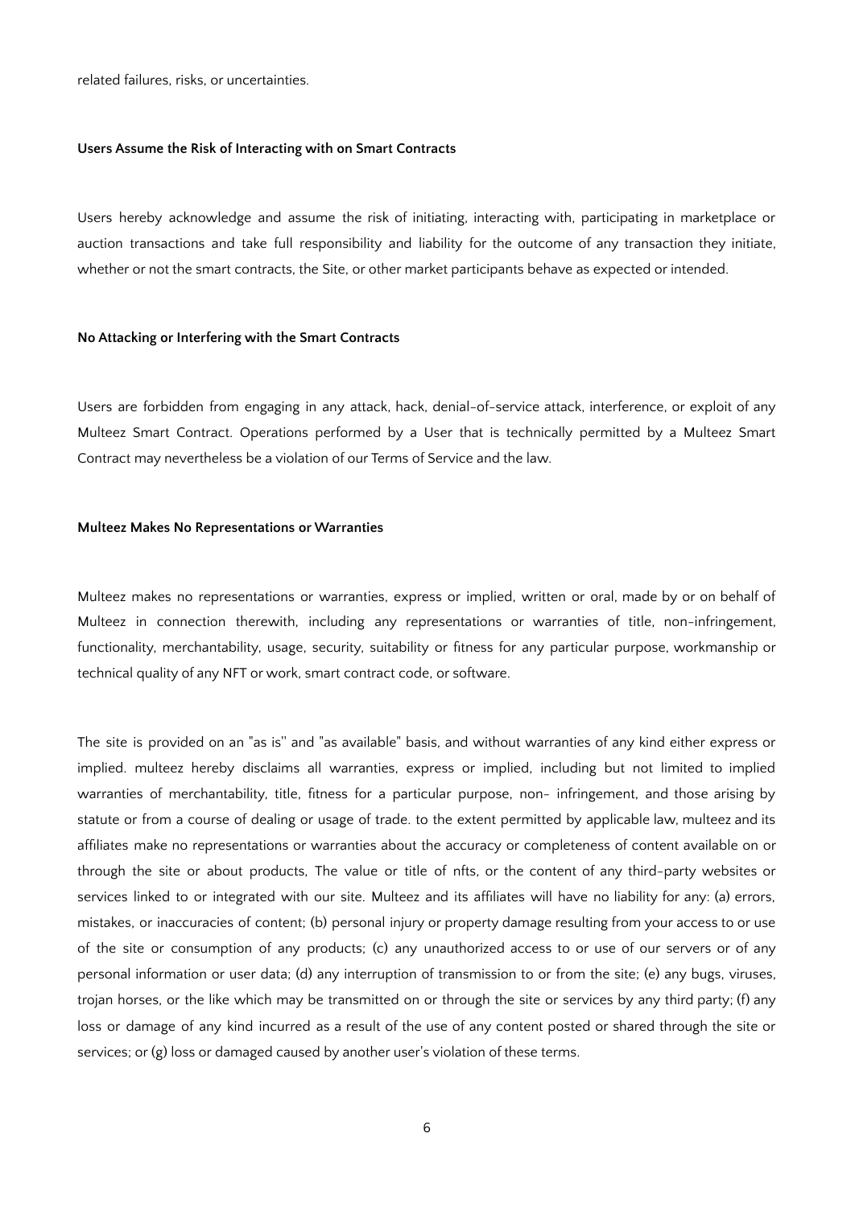related failures, risks, or uncertainties.

### Users Assume the Risk of Interacting with on Smart Contracts

Users hereby acknowledge and assume the risk of initiating, interacting with, participating in marketplace or auction transactions and take full responsibility and liability for the outcome of any transaction they initiate, whether or not the smart contracts, the Site, or other market participants behave as expected or intended.

### No Attacking or Interfering with the Smart Contracts

Users are forbidden from engaging in any attack, hack, denial-of-service attack, interference, or exploit of any Multeez Smart Contract. Operations performed by a User that is technically permitted by a Multeez Smart Contract may nevertheless be a violation of our Terms of Service and the law.

### Multeez Makes No Representations or Warranties

Multeez makes no representations or warranties, express or implied, written or oral, made by or on behalf of Multeez in connection therewith, including any representations or warranties of title, non-infringement, functionality, merchantability, usage, security, suitability or fitness for any particular purpose, workmanship or technical quality of any NFT or work, smart contract code, or software.

The site is provided on an "as is'' and "as available" basis, and without warranties of any kind either express or implied. multeez hereby disclaims all warranties, express or implied, including but not limited to implied warranties of merchantability, title, fitness for a particular purpose, non- infringement, and those arising by statute or from a course of dealing or usage of trade. to the extent permitted by applicable law, multeez and its affiliates make no representations or warranties about the accuracy or completeness of content available on or through the site or about products, The value or title of nfts, or the content of any third-party websites or services linked to or integrated with our site. Multeez and its affiliates will have no liability for any: (a) errors, mistakes, or inaccuracies of content; (b) personal injury or property damage resulting from your access to or use of the site or consumption of any products; (c) any unauthorized access to or use of our servers or of any personal information or user data; (d) any interruption of transmission to or from the site; (e) any bugs, viruses, trojan horses, or the like which may be transmitted on or through the site or services by any third party; (f) any loss or damage of any kind incurred as a result of the use of any content posted or shared through the site or services; or (g) loss or damaged caused by another user's violation of these terms.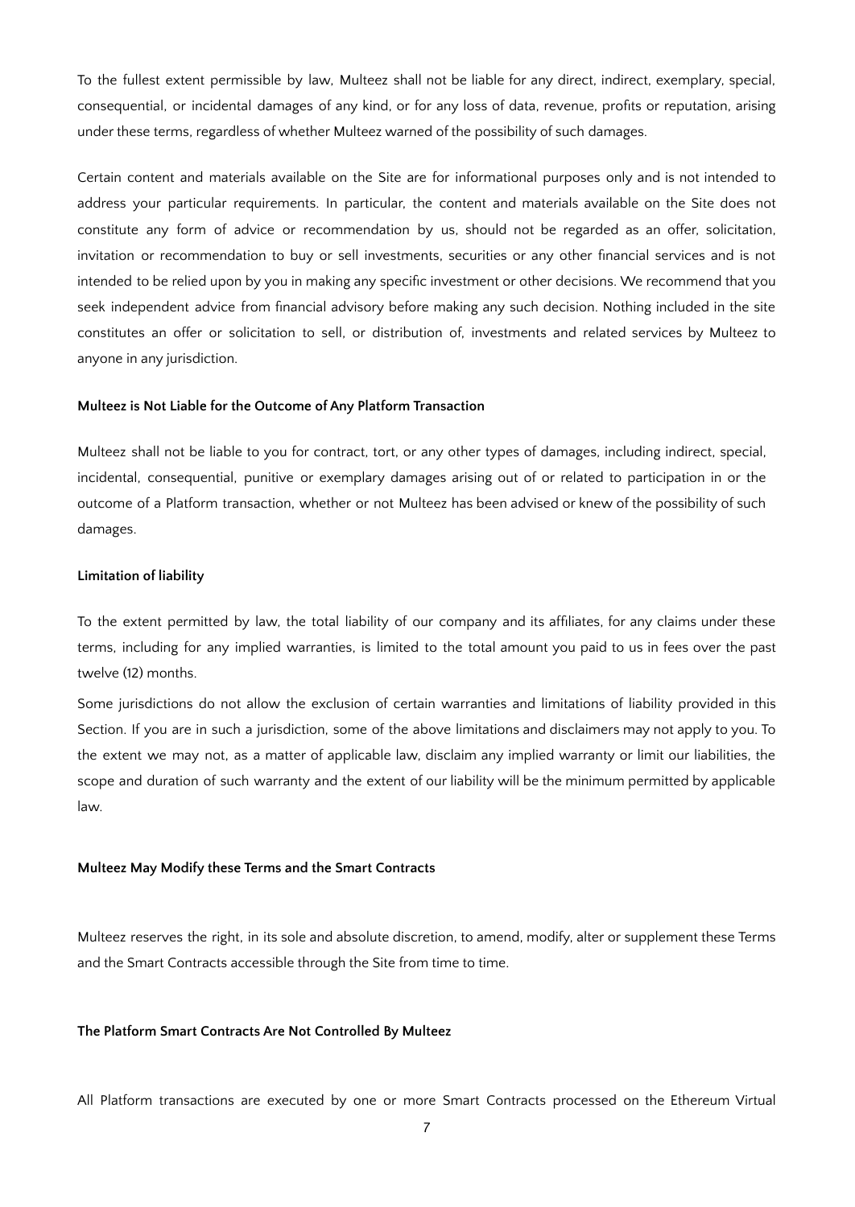To the fullest extent permissible by law, Multeez shall not be liable for any direct, indirect, exemplary, special, consequential, or incidental damages of any kind, or for any loss of data, revenue, profits or reputation, arising under these terms, regardless of whether Multeez warned of the possibility of such damages.

Certain content and materials available on the Site are for informational purposes only and is not intended to address your particular requirements. In particular, the content and materials available on the Site does not constitute any form of advice or recommendation by us, should not be regarded as an offer, solicitation, invitation or recommendation to buy or sell investments, securities or any other financial services and is not intended to be relied upon by you in making any specific investment or other decisions. We recommend that you seek independent advice from financial advisory before making any such decision. Nothing included in the site constitutes an offer or solicitation to sell, or distribution of, investments and related services by Multeez to anyone in any jurisdiction.

**Multeez is Not Liable for the Outcome of Any Platform Transaction**

Multeez shall not be liable to you for contract, tort, or any other types of damages, including indirect, special, incidental, consequential, punitive or exemplary damages arising out of or related to participation in or the outcome of a Platform transaction, whether or not Multeez has been advised or knew of the possibility of such damages.

**Limitation of liability**

To the extent permitted by law, the total liability of our company and its affiliates, for any claims under these terms, including for any implied warranties, is limited to the total amount you paid to us in fees over the past twelve (12) months.

Some jurisdictions do not allow the exclusion of certain warranties and limitations of liability provided in this Section. If you are in such a jurisdiction, some of the above limitations and disclaimers may not apply to you. To the extent we may not, as a matter of applicable law, disclaim any implied warranty or limit our liabilities, the scope and duration of such warranty and the extent of our liability will be the minimum permitted by applicable law.

**Multeez May Modify these Terms and the Smart Contracts**

Multeez reserves the right, in its sole and absolute discretion, to amend, modify, alter or supplement these Terms and the Smart Contracts accessible through the Site from time to time.

**The Platform Smart Contracts Are Not Controlled By Multeez**

All Platform transactions are executed by one or more Smart Contracts processed on the Ethereum Virtual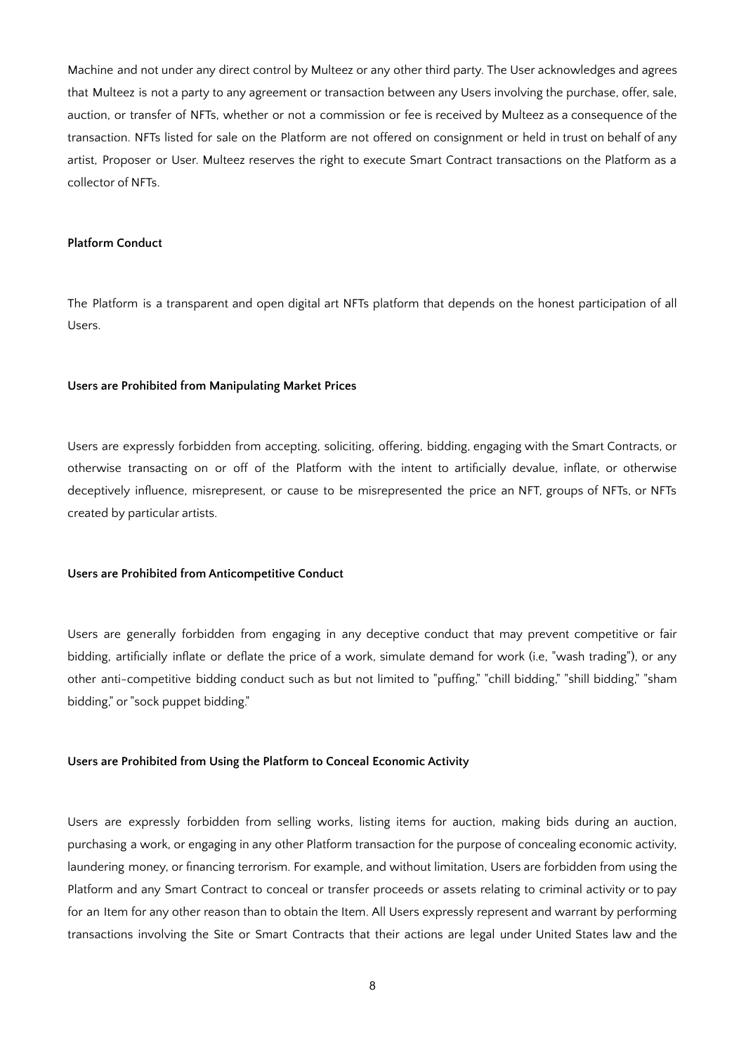Machine and not under any direct control by Multeez or any other third party. The User acknowledges and agrees that Multeez is not a party to any agreement or transaction between any Users involving the purchase, offer, sale, auction, or transfer of NFTs, whether or not a commission or fee is received by Multeez as a consequence of the transaction. NFTs listed for sale on the Platform are not offered on consignment or held in trust on behalf of any artist, Proposer or User. Multeez reserves the right to execute Smart Contract transactions on the Platform as a collector of NFTs.

**Platform Conduct**

The Platform is a transparent and open digital art NFTs platform that depends on the honest participation of all Users.

**Users are Prohibited from Manipulating Market Prices**

Users are expressly forbidden from accepting, soliciting, offering, bidding, engaging with the Smart Contracts, or otherwise transacting on or off of the Platform with the intent to artificially devalue, inflate, or otherwise deceptively influence, misrepresent, or cause to be misrepresented the price an NFT, groups of NFTs, or NFTs created by particular artists.

**Users are Prohibited from Anticompetitive Conduct**

Users are generally forbidden from engaging in any deceptive conduct that may prevent competitive or fair bidding, artificially inflate or deflate the price of a work, simulate demand for work (i.e, "wash trading"), or any other anti-competitive bidding conduct such as but not limited to "puffing," "chill bidding," "shill bidding," "sham bidding," or "sock puppet bidding."

**Users are Prohibited from Using the Platform to Conceal Economic Activity**

Users are expressly forbidden from selling works, listing items for auction, making bids during an auction, purchasing a work, or engaging in any other Platform transaction for the purpose of concealing economic activity, laundering money, or financing terrorism. For example, and without limitation, Users are forbidden from using the Platform and any Smart Contract to conceal or transfer proceeds or assets relating to criminal activity or to pay for an Item for any other reason than to obtain the Item. All Users expressly represent and warrant by performing transactions involving the Site or Smart Contracts that their actions are legal under United States law and the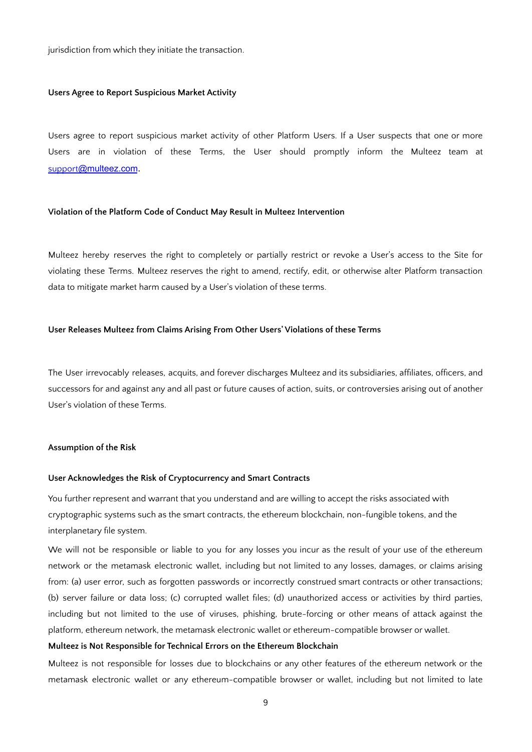jurisdiction from which they initiate the transaction.

**Users Agree to Report Suspicious Market Activity**

Users agree to report suspicious market activity of other Platform Users. If a User suspects that one or more Users are in violation of these Terms, the User should promptly inform the Multeez team at support@multeez.com.

**Violation of the Platform Code of Conduct May Result in Multeez Intervention**

Multeez hereby reserves the right to completely or partially restrict or revoke a User's access to the Site for violating these Terms. Multeez reserves the right to amend, rectify, edit, or otherwise alter Platform transaction data to mitigate market harm caused by a User's violation of these terms.

**User Releases Multeez from Claims Arising From Other Users' Violations of these Terms**

The User irrevocably releases, acquits, and forever discharges Multeez and its subsidiaries, affiliates, officers, and successors for and against any and all past or future causes of action, suits, or controversies arising out of another User's violation of these Terms.

**Assumption of the Risk**

**User Acknowledges the Risk of Cryptocurrency and Smart Contracts**

You further represent and warrant that you understand and are willing to accept the risks associated with cryptographic systems such as the smart contracts, the ethereum blockchain, non-fungible tokens, and the interplanetary file system.

We will not be responsible or liable to you for any losses you incur as the result of your use of the ethereum network or the metamask electronic wallet, including but not limited to any losses, damages, or claims arising from: (a) user error, such as forgotten passwords or incorrectly construed smart contracts or other transactions; (b) server failure or data loss; (c) corrupted wallet files; (d) unauthorized access or activities by third parties, including but not limited to the use of viruses, phishing, brute-forcing or other means of attack against the platform, ethereum network, the metamask electronic wallet or ethereum-compatible browser or wallet.

**Multeez is Not Responsible for Technical Errors on the Ethereum Blockchain**

Multeez is not responsible for losses due to blockchains or any other features of the ethereum network or the metamask electronic wallet or any ethereum-compatible browser or wallet, including but not limited to late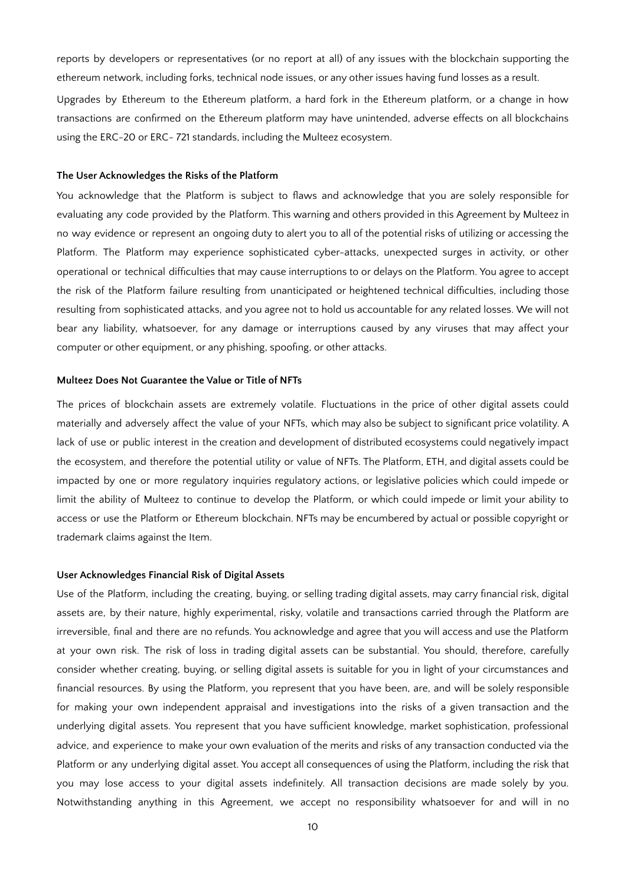reports by developers or representatives (or no report at all) of any issues with the blockchain supporting the ethereum network, including forks, technical node issues, or any other issues having fund losses as a result.

Upgrades by Ethereum to the Ethereum platform, a hard fork in the Ethereum platform, or a change in how transactions are confirmed on the Ethereum platform may have unintended, adverse effects on all blockchains using the ERC-20 or ERC- 721 standards, including the Multeez ecosystem.

#### The User Acknowledges the Risks of the Platform

You acknowledge that the Platform is subject to flaws and acknowledge that you are solely responsible for evaluating any code provided by the Platform. This warning and others provided in this Agreement by Multeez in no way evidence or represent an ongoing duty to alert you to all of the potential risks of utilizing or accessing the Platform. The Platform may experience sophisticated cyber-attacks, unexpected surges in activity, or other operational or technical difficulties that may cause interruptions to or delays on the Platform. You agree to accept the risk of the Platform failure resulting from unanticipated or heightened technical difficulties, including those resulting from sophisticated attacks, and you agree not to hold us accountable for any related losses. We will not bear any liability, whatsoever, for any damage or interruptions caused by any viruses that may affect your computer or other equipment, or any phishing, spoofing, or other attacks.

#### Multeez Does Not Guarantee the Value or Title of NFTs

The prices of blockchain assets are extremely volatile. Fluctuations in the price of other digital assets could materially and adversely affect the value of your NFTs, which may also be subject to significant price volatility. A lack of use or public interest in the creation and development of distributed ecosystems could negatively impact the ecosystem, and therefore the potential utility or value of NFTs. The Platform, ETH, and digital assets could be impacted by one or more regulatory inquiries regulatory actions, or legislative policies which could impede or limit the ability of Multeez to continue to develop the Platform, or which could impede or limit your ability to access or use the Platform or Ethereum blockchain. NFTs may be encumbered by actual or possible copyright or trademark claims against the Item.

#### User Acknowledges Financial Risk of Digital Assets

Use of the Platform, including the creating, buying, or selling trading digital assets, may carry financial risk, digital assets are, by their nature, highly experimental, risky, volatile and transactions carried through the Platform are irreversible, final and there are no refunds. You acknowledge and agree that you will access and use the Platform at your own risk. The risk of loss in trading digital assets can be substantial. You should, therefore, carefully consider whether creating, buying, or selling digital assets is suitable for you in light of your circumstances and financial resources. By using the Platform, you represent that you have been, are, and will be solely responsible for making your own independent appraisal and investigations into the risks of a given transaction and the underlying digital assets. You represent that you have sufficient knowledge, market sophistication, professional advice, and experience to make your own evaluation of the merits and risks of any transaction conducted via the Platform or any underlying digital asset. You accept all consequences of using the Platform, including the risk that you may lose access to your digital assets indefinitely. All transaction decisions are made solely by you. Notwithstanding anything in this Agreement, we accept no responsibility whatsoever for and will in no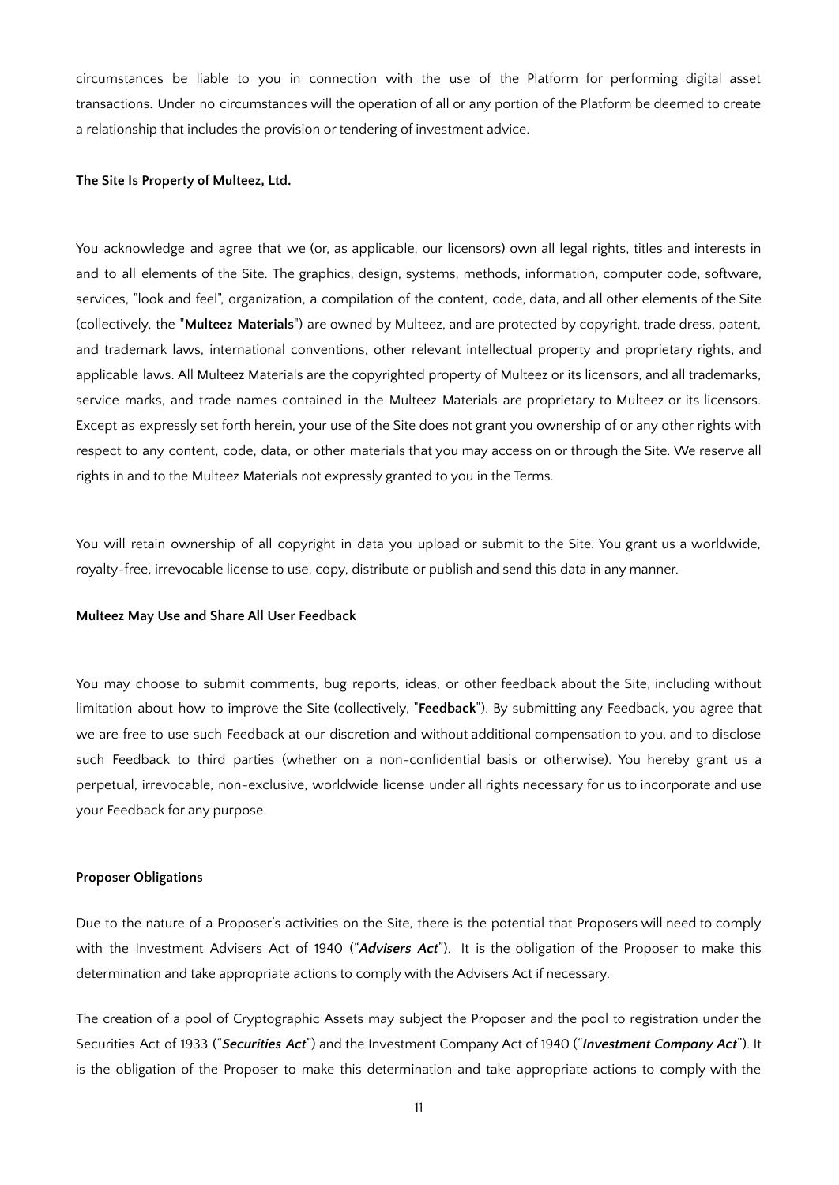circumstances be liable to you in connection with the use of the Platform for performing digital asset transactions. Under no circumstances will the operation of all or any portion of the Platform be deemed to create a relationship that includes the provision or tendering of investment advice.

**The Site Is Property of Multeez, Ltd.**

You acknowledge and agree that we (or, as applicable, our licensors) own all legal rights, titles and interests in and to all elements of the Site. The graphics, design, systems, methods, information, computer code, software, services, "look and feel", organization, a compilation of the content, code, data, and all other elements of the Site (collectively, the "**Multeez Materials**") are owned by Multeez, and are protected by copyright, trade dress, patent, and trademark laws, international conventions, other relevant intellectual property and proprietary rights, and applicable laws. All Multeez Materials are the copyrighted property of Multeez or its licensors, and all trademarks, service marks, and trade names contained in the Multeez Materials are proprietary to Multeez or its licensors. Except as expressly set forth herein, your use of the Site does not grant you ownership of or any other rights with respect to any content, code, data, or other materials that you may access on or through the Site. We reserve all rights in and to the Multeez Materials not expressly granted to you in the Terms.

You will retain ownership of all copyright in data you upload or submit to the Site. You grant us a worldwide, royalty-free, irrevocable license to use, copy, distribute or publish and send this data in any manner.

**Multeez May Use and Share All User Feedback**

You may choose to submit comments, bug reports, ideas, or other feedback about the Site, including without limitation about how to improve the Site (collectively, "**Feedback**"). By submitting any Feedback, you agree that we are free to use such Feedback at our discretion and without additional compensation to you, and to disclose such Feedback to third parties (whether on a non-confidential basis or otherwise). You hereby grant us a perpetual, irrevocable, non-exclusive, worldwide license under all rights necessary for us to incorporate and use your Feedback for any purpose.

**Proposer Obligations**

Due to the nature of a Proposer's activities on the Site, there is the potential that Proposers will need to comply with the Investment Advisers Act of 1940 ("***Advisers Act***"). It is the obligation of the Proposer to make this determination and take appropriate actions to comply with the Advisers Act if necessary.

The creation of a pool of Cryptographic Assets may subject the Proposer and the pool to registration under the Securities Act of 1933 ("***Securities Act***") and the Investment Company Act of 1940 ("***Investment Company Act***"). It is the obligation of the Proposer to make this determination and take appropriate actions to comply with the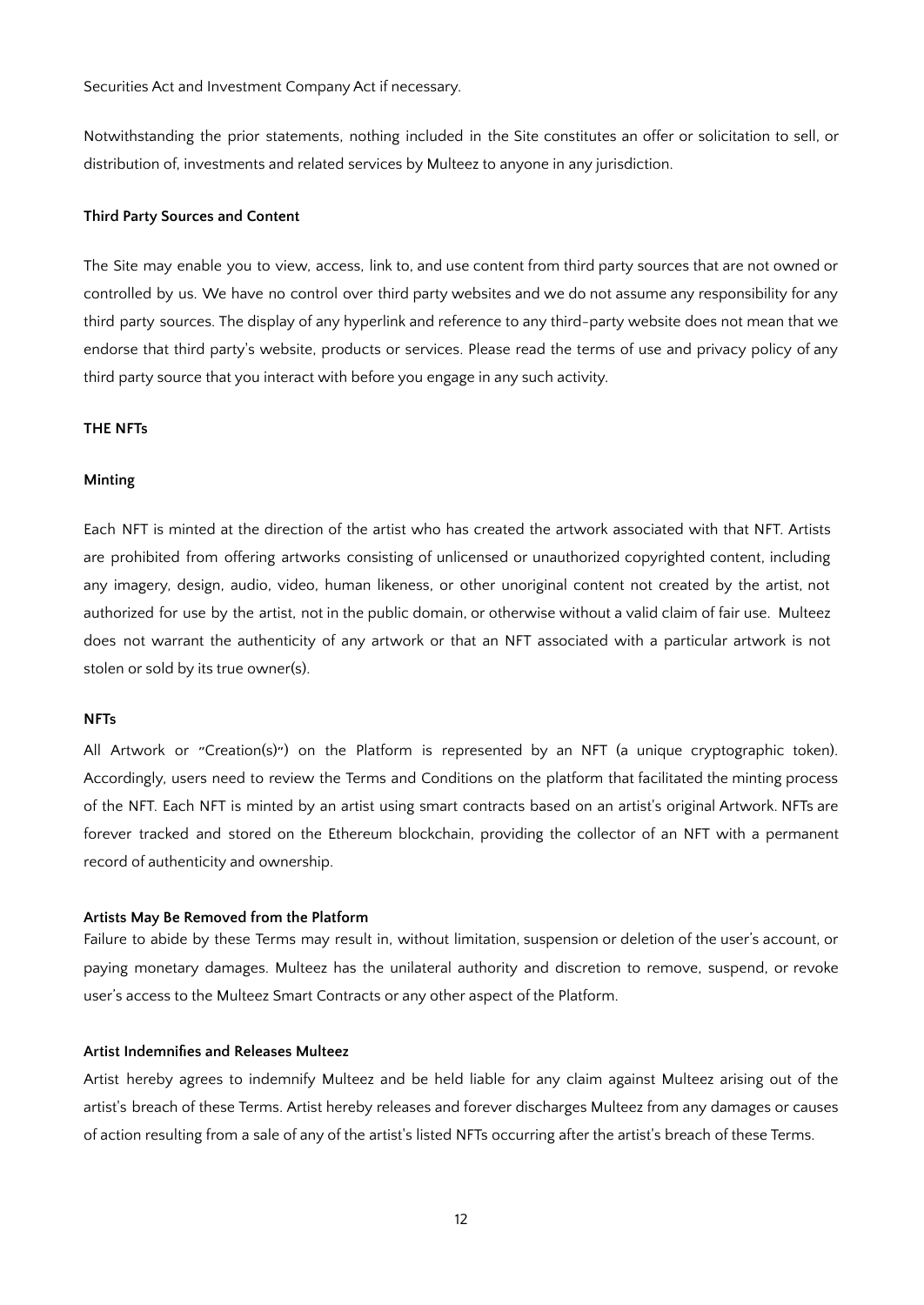Securities Act and Investment Company Act if necessary.

Notwithstanding the prior statements, nothing included in the Site constitutes an offer or solicitation to sell, or distribution of, investments and related services by Multeez to anyone in any jurisdiction.

**Third Party Sources and Content**

The Site may enable you to view, access, link to, and use content from third party sources that are not owned or controlled by us. We have no control over third party websites and we do not assume any responsibility for any third party sources. The display of any hyperlink and reference to any third-party website does not mean that we endorse that third party's website, products or services. Please read the terms of use and privacy policy of any third party source that you interact with before you engage in any such activity.

**THE NFTs**

**Minting**

Each NFT is minted at the direction of the artist who has created the artwork associated with that NFT. Artists are prohibited from offering artworks consisting of unlicensed or unauthorized copyrighted content, including any imagery, design, audio, video, human likeness, or other unoriginal content not created by the artist, not authorized for use by the artist, not in the public domain, or otherwise without a valid claim of fair use. Multeez does not warrant the authenticity of any artwork or that an NFT associated with a particular artwork is not stolen or sold by its true owner(s).

**NFTs**

All Artwork or "Creation(s)") on the Platform is represented by an NFT (a unique cryptographic token). Accordingly, users need to review the Terms and Conditions on the platform that facilitated the minting process of the NFT. Each NFT is minted by an artist using smart contracts based on an artist's original Artwork. NFTs are forever tracked and stored on the Ethereum blockchain, providing the collector of an NFT with a permanent record of authenticity and ownership.

**Artists May Be Removed from the Platform**

Failure to abide by these Terms may result in, without limitation, suspension or deletion of the user's account, or paying monetary damages. Multeez has the unilateral authority and discretion to remove, suspend, or revoke user's access to the Multeez Smart Contracts or any other aspect of the Platform.

**Artist Indemnifies and Releases Multeez**

Artist hereby agrees to indemnify Multeez and be held liable for any claim against Multeez arising out of the artist's breach of these Terms. Artist hereby releases and forever discharges Multeez from any damages or causes of action resulting from a sale of any of the artist's listed NFTs occurring after the artist's breach of these Terms.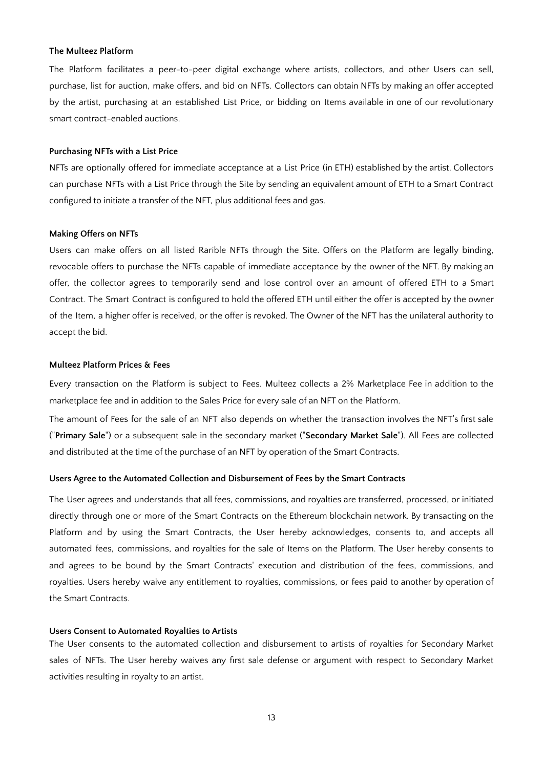#### The Multeez Platform

The Platform facilitates a peer-to-peer digital exchange where artists, collectors, and other Users can sell, purchase, list for auction, make offers, and bid on NFTs. Collectors can obtain NFTs by making an offer accepted by the artist, purchasing at an established List Price, or bidding on Items available in one of our revolutionary smart contract-enabled auctions.

#### Purchasing NFTs with a List Price

NFTs are optionally offered for immediate acceptance at a List Price (in ETH) established by the artist. Collectors can purchase NFTs with a List Price through the Site by sending an equivalent amount of ETH to a Smart Contract configured to initiate a transfer of the NFT, plus additional fees and gas.

#### Making Offers on NFTs

Users can make offers on all listed Rarible NFTs through the Site. Offers on the Platform are legally binding, revocable offers to purchase the NFTs capable of immediate acceptance by the owner of the NFT. By making an offer, the collector agrees to temporarily send and lose control over an amount of offered ETH to a Smart Contract. The Smart Contract is configured to hold the offered ETH until either the offer is accepted by the owner of the Item, a higher offer is received, or the offer is revoked. The Owner of the NFT has the unilateral authority to accept the bid.

#### Multeez Platform Prices & Fees

Every transaction on the Platform is subject to Fees. Multeez collects a 2% Marketplace Fee in addition to the marketplace fee and in addition to the Sales Price for every sale of an NFT on the Platform.

The amount of Fees for the sale of an NFT also depends on whether the transaction involves the NFT's first sale ("**Primary Sale**") or a subsequent sale in the secondary market ("**Secondary Market Sale**"). All Fees are collected and distributed at the time of the purchase of an NFT by operation of the Smart Contracts.

#### Users Agree to the Automated Collection and Disbursement of Fees by the Smart Contracts

The User agrees and understands that all fees, commissions, and royalties are transferred, processed, or initiated directly through one or more of the Smart Contracts on the Ethereum blockchain network. By transacting on the Platform and by using the Smart Contracts, the User hereby acknowledges, consents to, and accepts all automated fees, commissions, and royalties for the sale of Items on the Platform. The User hereby consents to and agrees to be bound by the Smart Contracts' execution and distribution of the fees, commissions, and royalties. Users hereby waive any entitlement to royalties, commissions, or fees paid to another by operation of the Smart Contracts.

#### Users Consent to Automated Royalties to Artists

The User consents to the automated collection and disbursement to artists of royalties for Secondary Market sales of NFTs. The User hereby waives any first sale defense or argument with respect to Secondary Market activities resulting in royalty to an artist.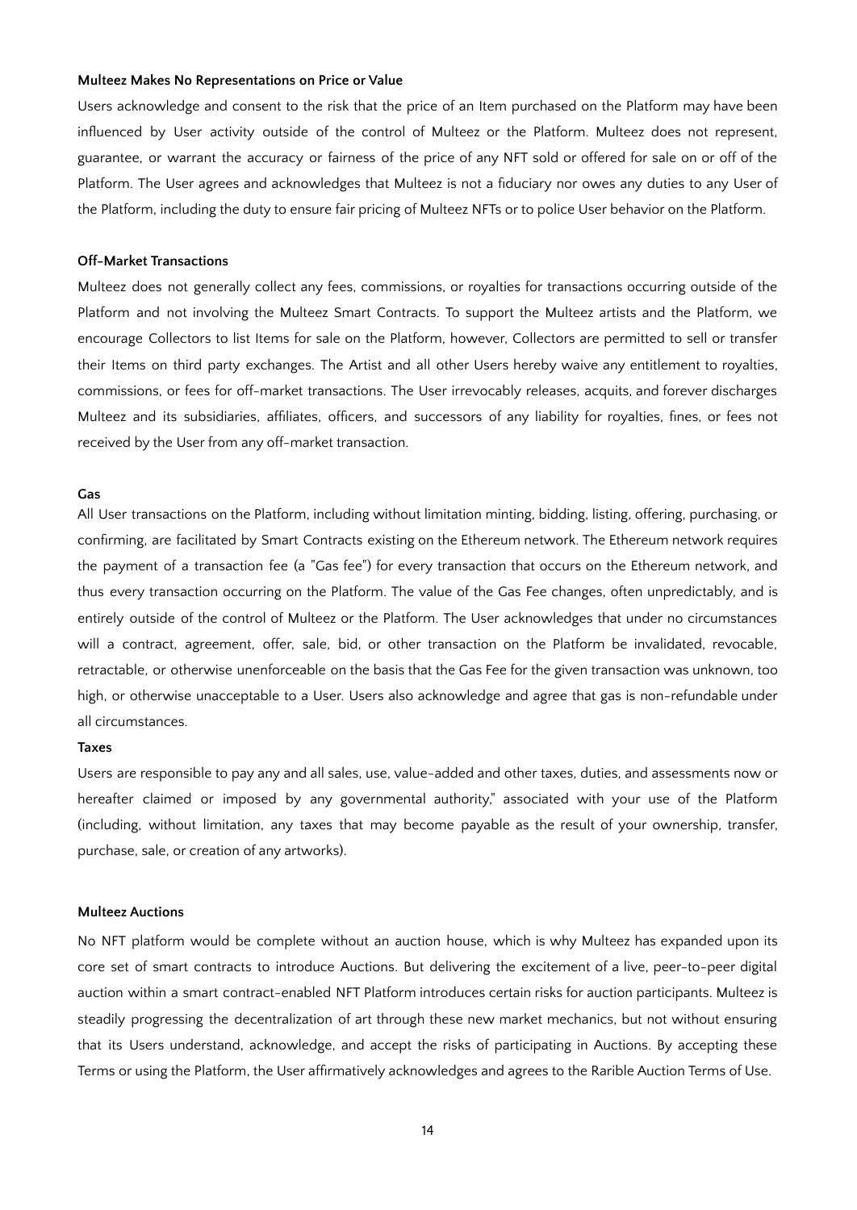**Multeez Makes No Representations on Price or Value**

Users acknowledge and consent to the risk that the price of an Item purchased on the Platform may have been influenced by User activity outside of the control of Multeez or the Platform. Multeez does not represent, guarantee, or warrant the accuracy or fairness of the price of any NFT sold or offered for sale on or off of the Platform. The User agrees and acknowledges that Multeez is not a fiduciary nor owes any duties to any User of the Platform, including the duty to ensure fair pricing of Multeez NFTs or to police User behavior on the Platform.

**Off-Market Transactions**

Multeez does not generally collect any fees, commissions, or royalties for transactions occurring outside of the Platform and not involving the Multeez Smart Contracts. To support the Multeez artists and the Platform, we encourage Collectors to list Items for sale on the Platform, however, Collectors are permitted to sell or transfer their Items on third party exchanges. The Artist and all other Users hereby waive any entitlement to royalties, commissions, or fees for off-market transactions. The User irrevocably releases, acquits, and forever discharges Multeez and its subsidiaries, affiliates, officers, and successors of any liability for royalties, fines, or fees not received by the User from any off-market transaction.

**Gas**

All User transactions on the Platform, including without limitation minting, bidding, listing, offering, purchasing, or confirming, are facilitated by Smart Contracts existing on the Ethereum network. The Ethereum network requires the payment of a transaction fee (a "Gas fee") for every transaction that occurs on the Ethereum network, and thus every transaction occurring on the Platform. The value of the Gas Fee changes, often unpredictably, and is entirely outside of the control of Multeez or the Platform. The User acknowledges that under no circumstances will a contract, agreement, offer, sale, bid, or other transaction on the Platform be invalidated, revocable, retractable, or otherwise unenforceable on the basis that the Gas Fee for the given transaction was unknown, too high, or otherwise unacceptable to a User. Users also acknowledge and agree that gas is non-refundable under all circumstances.

**Taxes**

Users are responsible to pay any and all sales, use, value-added and other taxes, duties, and assessments now or hereafter claimed or imposed by any governmental authority," associated with your use of the Platform (including, without limitation, any taxes that may become payable as the result of your ownership, transfer, purchase, sale, or creation of any artworks).

**Multeez Auctions**

No NFT platform would be complete without an auction house, which is why Multeez has expanded upon its core set of smart contracts to introduce Auctions. But delivering the excitement of a live, peer-to-peer digital auction within a smart contract-enabled NFT Platform introduces certain risks for auction participants. Multeez is steadily progressing the decentralization of art through these new market mechanics, but not without ensuring that its Users understand, acknowledge, and accept the risks of participating in Auctions. By accepting these Terms or using the Platform, the User affirmatively acknowledges and agrees to the Rarible Auction Terms of Use.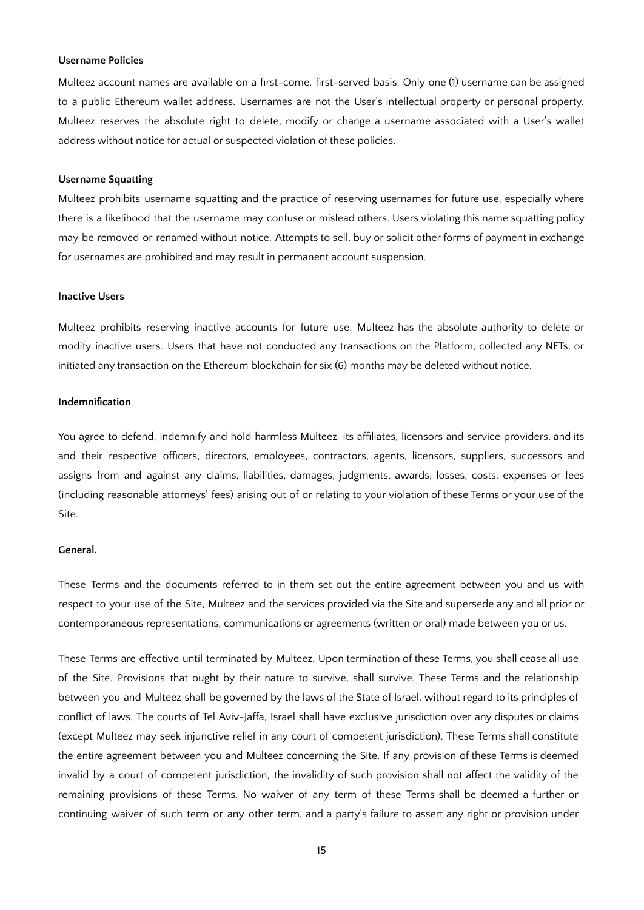#### Username Policies

Multeez account names are available on a first-come, first-served basis. Only one (1) username can be assigned to a public Ethereum wallet address. Usernames are not the User's intellectual property or personal property. Multeez reserves the absolute right to delete, modify or change a username associated with a User's wallet address without notice for actual or suspected violation of these policies.

#### Username Squatting

Multeez prohibits username squatting and the practice of reserving usernames for future use, especially where there is a likelihood that the username may confuse or mislead others. Users violating this name squatting policy may be removed or renamed without notice. Attempts to sell, buy or solicit other forms of payment in exchange for usernames are prohibited and may result in permanent account suspension.

#### Inactive Users

Multeez prohibits reserving inactive accounts for future use. Multeez has the absolute authority to delete or modify inactive users. Users that have not conducted any transactions on the Platform, collected any NFTs, or initiated any transaction on the Ethereum blockchain for six (6) months may be deleted without notice.

#### Indemnification

You agree to defend, indemnify and hold harmless Multeez, its affiliates, licensors and service providers, and its and their respective officers, directors, employees, contractors, agents, licensors, suppliers, successors and assigns from and against any claims, liabilities, damages, judgments, awards, losses, costs, expenses or fees (including reasonable attorneys' fees) arising out of or relating to your violation of these Terms or your use of the Site.

#### General.

These Terms and the documents referred to in them set out the entire agreement between you and us with respect to your use of the Site, Multeez and the services provided via the Site and supersede any and all prior or contemporaneous representations, communications or agreements (written or oral) made between you or us.

These Terms are effective until terminated by Multeez. Upon termination of these Terms, you shall cease all use of the Site. Provisions that ought by their nature to survive, shall survive. These Terms and the relationship between you and Multeez shall be governed by the laws of the State of Israel, without regard to its principles of conflict of laws. The courts of Tel Aviv-Jaffa, Israel shall have exclusive jurisdiction over any disputes or claims (except Multeez may seek injunctive relief in any court of competent jurisdiction). These Terms shall constitute the entire agreement between you and Multeez concerning the Site. If any provision of these Terms is deemed invalid by a court of competent jurisdiction, the invalidity of such provision shall not affect the validity of the remaining provisions of these Terms. No waiver of any term of these Terms shall be deemed a further or continuing waiver of such term or any other term, and a party's failure to assert any right or provision under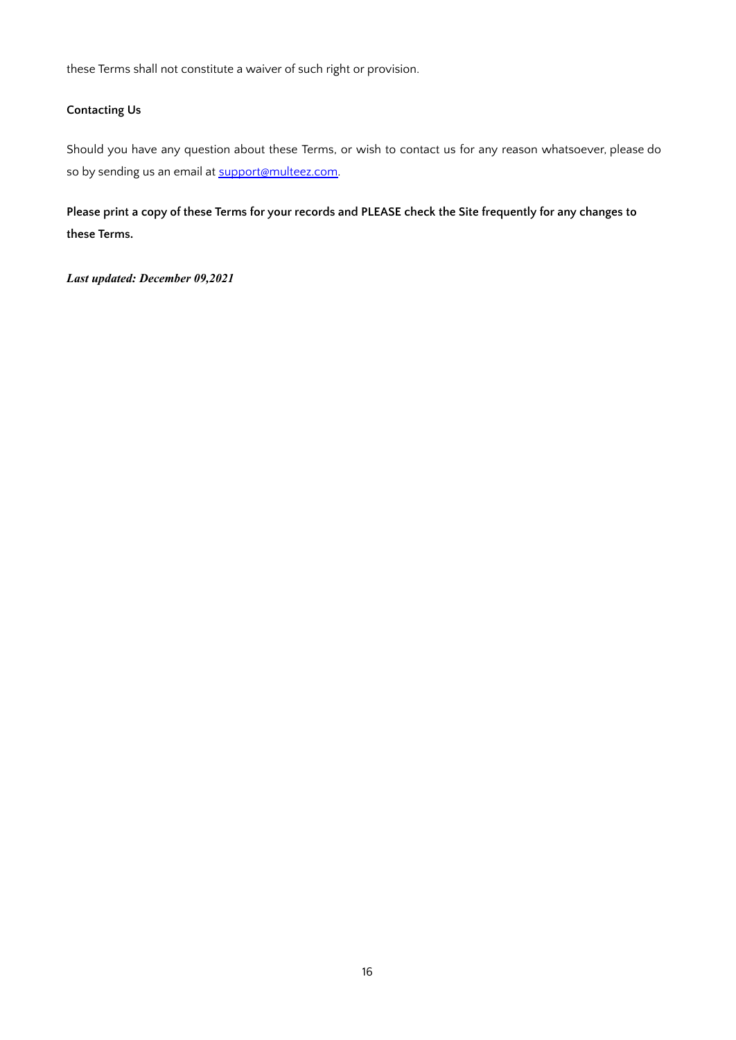these Terms shall not constitute a waiver of such right or provision.

**Contacting Us**

Should you have any question about these Terms, or wish to contact us for any reason whatsoever, please do so by sending us an email at [support@multeez.com](mailto:support@multeez.com).

**Please print a copy of these Terms for your records and PLEASE check the Site frequently for any changes to these Terms.**

***Last updated: December 09,2021***